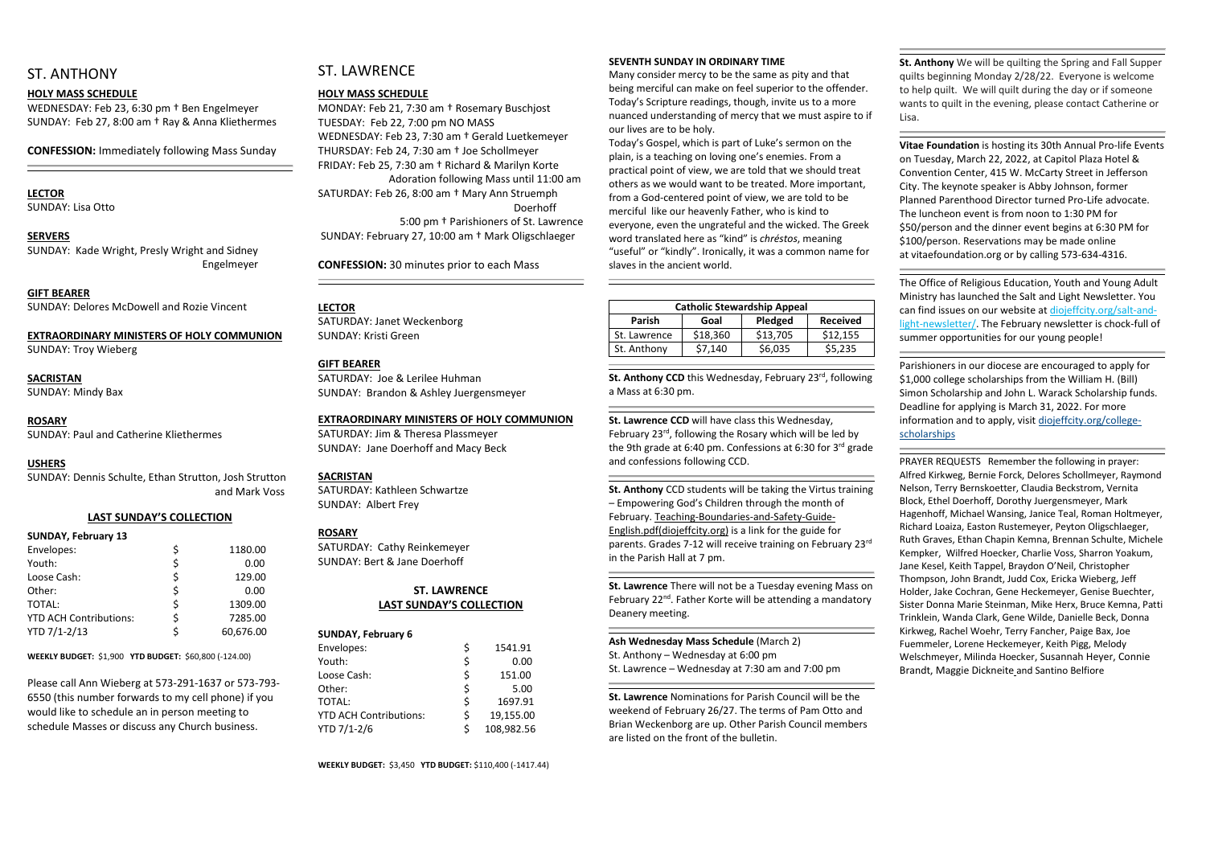# ST. ANTHONY

**HOLY MASS SCHEDULE**

WEDNESDAY: Feb 23, 6:30 pm † Ben Engelmeyer
SUNDAY: Feb 27, 8:00 am † Ray & Anna Kliethermes

**CONFESSION:** Immediately following Mass Sunday

**LECTOR**

SUNDAY: Lisa Otto

**SERVERS**

SUNDAY: Kade Wright, Presly Wright and Sidney Engelmeyer

**GIFT BEARER**

SUNDAY: Delores McDowell and Rozie Vincent

**EXTRAORDINARY MINISTERS OF HOLY COMMUNION**

SUNDAY: Troy Wieberg

**SACRISTAN**

SUNDAY: Mindy Bax

**ROSARY**

SUNDAY: Paul and Catherine Kliethermes

**USHERS**

SUNDAY: Dennis Schulte, Ethan Strutton, Josh Strutton and Mark Voss

**LAST SUNDAY'S COLLECTION**

**SUNDAY, February 13**

| | | |
|---|---|---|
| Envelopes: | $ | 1180.00 |
| Youth: | $ | 0.00 |
| Loose Cash: | $ | 129.00 |
| Other: | $ | 0.00 |
| TOTAL: | $ | 1309.00 |
| YTD ACH Contributions: | $ | 7285.00 |
| YTD 7/1-2/13 | $ | 60,676.00 |

**WEEKLY BUDGET:** $1,900 **YTD BUDGET:** $60,800 (-124.00)

Please call Ann Wieberg at 573-291-1637 or 573-793-6550 (this number forwards to my cell phone) if you would like to schedule an in person meeting to schedule Masses or discuss any Church business.

# ST. LAWRENCE

**HOLY MASS SCHEDULE**

MONDAY: Feb 21, 7:30 am † Rosemary Buschjost
TUESDAY: Feb 22, 7:00 pm NO MASS
WEDNESDAY: Feb 23, 7:30 am † Gerald Luetkemeyer
THURSDAY: Feb 24, 7:30 am † Joe Schollmeyer
FRIDAY: Feb 25, 7:30 am † Richard & Marilyn Korte
Adoration following Mass until 11:00 am
SATURDAY: Feb 26, 8:00 am † Mary Ann Struemph Doerhoff
5:00 pm † Parishioners of St. Lawrence
SUNDAY: February 27, 10:00 am † Mark Oligschlaeger

**CONFESSION:** 30 minutes prior to each Mass

**LECTOR**

SATURDAY: Janet Weckenborg
SUNDAY: Kristi Green

**GIFT BEARER**

SATURDAY: Joe & Lerilee Huhman
SUNDAY: Brandon & Ashley Juergensmeyer

**EXTRAORDINARY MINISTERS OF HOLY COMMUNION**

SATURDAY: Jim & Theresa Plassmeyer
SUNDAY: Jane Doerhoff and Macy Beck

**SACRISTAN**

SATURDAY: Kathleen Schwartze
SUNDAY: Albert Frey

**ROSARY**

SATURDAY: Cathy Reinkemeyer
SUNDAY: Bert & Jane Doerhoff

**ST. LAWRENCE LAST SUNDAY'S COLLECTION**

**SUNDAY, February 6**

| | | |
|---|---|---|
| Envelopes: | $ | 1541.91 |
| Youth: | $ | 0.00 |
| Loose Cash: | $ | 151.00 |
| Other: | $ | 5.00 |
| TOTAL: | $ | 1697.91 |
| YTD ACH Contributions: | $ | 19,155.00 |
| YTD 7/1-2/6 | $ | 108,982.56 |

**WEEKLY BUDGET:** $3,450 **YTD BUDGET:** $110,400 (-1417.44)

**SEVENTH SUNDAY IN ORDINARY TIME**

Many consider mercy to be the same as pity and that being merciful can make on feel superior to the offender. Today's Scripture readings, though, invite us to a more nuanced understanding of mercy that we must aspire to if our lives are to be holy.

Today's Gospel, which is part of Luke's sermon on the plain, is a teaching on loving one's enemies. From a practical point of view, we are told that we should treat others as we would want to be treated. More important, from a God-centered point of view, we are told to be merciful like our heavenly Father, who is kind to everyone, even the ungrateful and the wicked. The Greek word translated here as "kind" is *chrēstos*, meaning "useful" or "kindly". Ironically, it was a common name for slaves in the ancient world.

| Catholic Stewardship Appeal | | | |
|---|---|---|---|
| Parish | Goal | Pledged | Received |
| St. Lawrence | $18,360 | $13,705 | $12,155 |
| St. Anthony | $7,140 | $6,035 | $5,235 |

**St. Anthony CCD** this Wednesday, February 23rd, following a Mass at 6:30 pm.

**St. Lawrence CCD** will have class this Wednesday, February 23rd, following the Rosary which will be led by the 9th grade at 6:40 pm. Confessions at 6:30 for 3rd grade and confessions following CCD.

**St. Anthony** CCD students will be taking the Virtus training – Empowering God's Children through the month of February. Teaching-Boundaries-and-Safety-Guide-English.pdf(diojeffcity.org) is a link for the guide for parents. Grades 7-12 will receive training on February 23rd in the Parish Hall at 7 pm.

**St. Lawrence** There will not be a Tuesday evening Mass on February 22nd. Father Korte will be attending a mandatory Deanery meeting.

**Ash Wednesday Mass Schedule** (March 2)
St. Anthony – Wednesday at 6:00 pm
St. Lawrence – Wednesday at 7:30 am and 7:00 pm

**St. Lawrence** Nominations for Parish Council will be the weekend of February 26/27. The terms of Pam Otto and Brian Weckenborg are up. Other Parish Council members are listed on the front of the bulletin.

**St. Anthony** We will be quilting the Spring and Fall Supper quilts beginning Monday 2/28/22. Everyone is welcome to help quilt. We will quilt during the day or if someone wants to quilt in the evening, please contact Catherine or Lisa.

**Vitae Foundation** is hosting its 30th Annual Pro-life Events on Tuesday, March 22, 2022, at Capitol Plaza Hotel & Convention Center, 415 W. McCarty Street in Jefferson City. The keynote speaker is Abby Johnson, former Planned Parenthood Director turned Pro-Life advocate. The luncheon event is from noon to 1:30 PM for $50/person and the dinner event begins at 6:30 PM for $100/person. Reservations may be made online at vitaefoundation.org or by calling 573-634-4316.

The Office of Religious Education, Youth and Young Adult Ministry has launched the Salt and Light Newsletter. You can find issues on our website at diojeffcity.org/salt-and-light-newsletter/. The February newsletter is chock-full of summer opportunities for our young people!

Parishioners in our diocese are encouraged to apply for $1,000 college scholarships from the William H. (Bill) Simon Scholarship and John L. Warack Scholarship funds. Deadline for applying is March 31, 2022. For more information and to apply, visit diojeffcity.org/college-scholarships

PRAYER REQUESTS Remember the following in prayer: Alfred Kirkweg, Bernie Forck, Delores Schollmeyer, Raymond Nelson, Terry Bernskoetter, Claudia Beckstrom, Vernita Block, Ethel Doerhoff, Dorothy Juergensmeyer, Mark Hagenhoff, Michael Wansing, Janice Teal, Roman Holtmeyer, Richard Loaiza, Easton Rustemeyer, Peyton Oligschlaeger, Ruth Graves, Ethan Chapin Kemna, Brennan Schulte, Michele Kempker, Wilfred Hoecker, Charlie Voss, Sharron Yoakum, Jane Kesel, Keith Tappel, Braydon O'Neil, Christopher Thompson, John Brandt, Judd Cox, Ericka Wieberg, Jeff Holder, Jake Cochran, Gene Heckemeyer, Genise Buechter, Sister Donna Marie Steinman, Mike Herx, Bruce Kemna, Patti Trinklein, Wanda Clark, Gene Wilde, Danielle Beck, Donna Kirkweg, Rachel Woehr, Terry Fancher, Paige Bax, Joe Fuemmeler, Lorene Heckemeyer, Keith Pigg, Melody Welschmeyer, Milinda Hoecker, Susannah Heyer, Connie Brandt, Maggie Dickneite and Santino Belfiore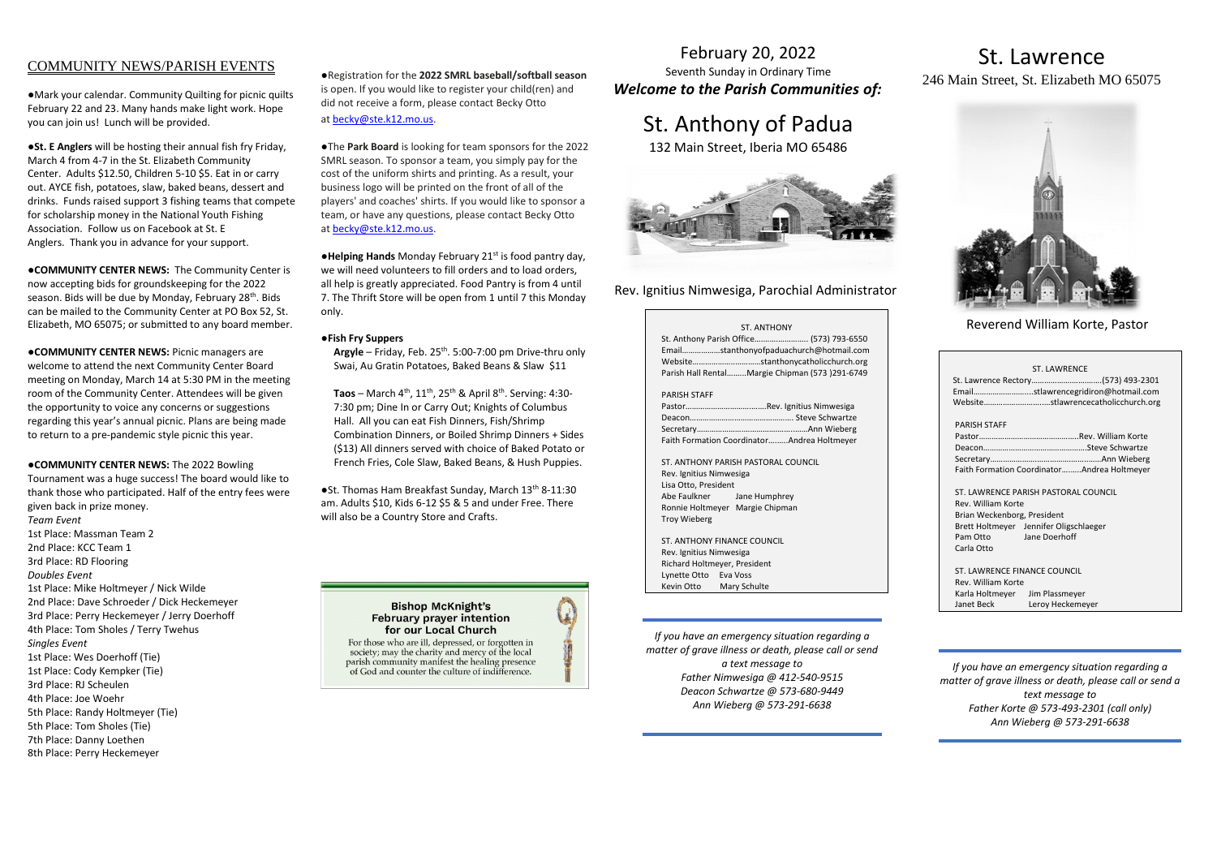## COMMUNITY NEWS/PARISH EVENTS

●Mark your calendar. Community Quilting for picnic quilts February 22 and 23. Many hands make light work. Hope you can join us! Lunch will be provided.

●**St. E Anglers** will be hosting their annual fish fry Friday, March 4 from 4-7 in the St. Elizabeth Community Center. Adults $12.50, Children 5-10 $5. Eat in or carry out. AYCE fish, potatoes, slaw, baked beans, dessert and drinks. Funds raised support 3 fishing teams that compete for scholarship money in the National Youth Fishing Association. Follow us on Facebook at St. E Anglers. Thank you in advance for your support.

●**COMMUNITY CENTER NEWS:** The Community Center is now accepting bids for groundskeeping for the 2022 season. Bids will be due by Monday, February 28th. Bids can be mailed to the Community Center at PO Box 52, St. Elizabeth, MO 65075; or submitted to any board member.

●**COMMUNITY CENTER NEWS:** Picnic managers are welcome to attend the next Community Center Board meeting on Monday, March 14 at 5:30 PM in the meeting room of the Community Center. Attendees will be given the opportunity to voice any concerns or suggestions regarding this year's annual picnic. Plans are being made to return to a pre-pandemic style picnic this year.

●**COMMUNITY CENTER NEWS:** The 2022 Bowling Tournament was a huge success! The board would like to thank those who participated. Half of the entry fees were given back in prize money.

*Team Event*
1st Place: Massman Team 2
2nd Place: KCC Team 1
3rd Place: RD Flooring

*Doubles Event*
1st Place: Mike Holtmeyer / Nick Wilde
2nd Place: Dave Schroeder / Dick Heckemeyer
3rd Place: Perry Heckemeyer / Jerry Doerhoff
4th Place: Tom Sholes / Terry Twehus

*Singles Event*
1st Place: Wes Doerhoff (Tie)
1st Place: Cody Kempker (Tie)
3rd Place: RJ Scheulen
4th Place: Joe Woehr
5th Place: Randy Holtmeyer (Tie)
5th Place: Tom Sholes (Tie)
7th Place: Danny Loethen
8th Place: Perry Heckemeyer

●Registration for the **2022 SMRL baseball/softball season** is open. If you would like to register your child(ren) and did not receive a form, please contact Becky Otto at becky@ste.k12.mo.us.

●The **Park Board** is looking for team sponsors for the 2022 SMRL season. To sponsor a team, you simply pay for the cost of the uniform shirts and printing. As a result, your business logo will be printed on the front of all of the players' and coaches' shirts. If you would like to sponsor a team, or have any questions, please contact Becky Otto at becky@ste.k12.mo.us.

●**Helping Hands** Monday February 21st is food pantry day, we will need volunteers to fill orders and to load orders, all help is greatly appreciated. Food Pantry is from 4 until 7. The Thrift Store will be open from 1 until 7 this Monday only.

●**Fish Fry Suppers**

**Argyle** – Friday, Feb. 25th. 5:00-7:00 pm Drive-thru only Swai, Au Gratin Potatoes, Baked Beans & Slaw $11

**Taos** – March 4th, 11th, 25th & April 8th. Serving: 4:30-7:30 pm; Dine In or Carry Out; Knights of Columbus Hall. All you can eat Fish Dinners, Fish/Shrimp Combination Dinners, or Boiled Shrimp Dinners + Sides ($13) All dinners served with choice of Baked Potato or French Fries, Cole Slaw, Baked Beans, & Hush Puppies.

●St. Thomas Ham Breakfast Sunday, March 13th 8-11:30 am. Adults $10, Kids 6-12 $5 & 5 and under Free. There will also be a Country Store and Crafts.

**Bishop McKnight's February prayer intention for our Local Church**

For those who are ill, depressed, or forgotten in society; may the charity and mercy of the local parish community manifest the healing presence of God and counter the culture of indifference.

# February 20, 2022

Seventh Sunday in Ordinary Time

***Welcome to the Parish Communities of:***

# St. Anthony of Padua

132 Main Street, Iberia MO 65486

Rev. Ignitius Nimwesiga, Parochial Administrator

ST. ANTHONY
St. Anthony Parish Office…………………… (573) 793-6550
Email………………stanthonyofpaduachurch@hotmail.com
Website…………………………stanthonycatholicchurch.org
Parish Hall Rental………Margie Chipman (573 )291-6749

PARISH STAFF
Pastor………………………………Rev. Ignitius Nimwesiga
Deacon………………………………………… Steve Schwartze
Secretary…………………………………………Ann Wieberg
Faith Formation Coordinator………Andrea Holtmeyer

ST. ANTHONY PARISH PASTORAL COUNCIL
Rev. Ignitius Nimwesiga
Lisa Otto, President
Abe Faulkner  Jane Humphrey
Ronnie Holtmeyer  Margie Chipman
Troy Wieberg

ST. ANTHONY FINANCE COUNCIL
Rev. Ignitius Nimwesiga
Richard Holtmeyer, President
Lynette Otto  Eva Voss
Kevin Otto  Mary Schulte

*If you have an emergency situation regarding a matter of grave illness or death, please call or send a text message to*
*Father Nimwesiga @ 412-540-9515*
*Deacon Schwartze @ 573-680-9449*
*Ann Wieberg @ 573-291-6638*

# St. Lawrence

246 Main Street, St. Elizabeth MO 65075

Reverend William Korte, Pastor

ST. LAWRENCE
St. Lawrence Rectory……………………………(573) 493-2301
Email………………………..stlawrencegridiron@hotmail.com
Website…………………………stlawrencecatholicchurch.org

PARISH STAFF
Pastor………………………………………Rev. William Korte
Deacon…………………………………………Steve Schwartze
Secretary…………………………………………Ann Wieberg
Faith Formation Coordinator………Andrea Holtmeyer

ST. LAWRENCE PARISH PASTORAL COUNCIL
Rev. William Korte
Brian Weckenborg, President
Brett Holtmeyer  Jennifer Oligschlaeger
Pam Otto  Jane Doerhoff
Carla Otto

ST. LAWRENCE FINANCE COUNCIL
Rev. William Korte
Karla Holtmeyer  Jim Plassmeyer
Janet Beck  Leroy Heckemeyer

*If you have an emergency situation regarding a matter of grave illness or death, please call or send a text message to*
*Father Korte @ 573-493-2301 (call only)*
*Ann Wieberg @ 573-291-6638*